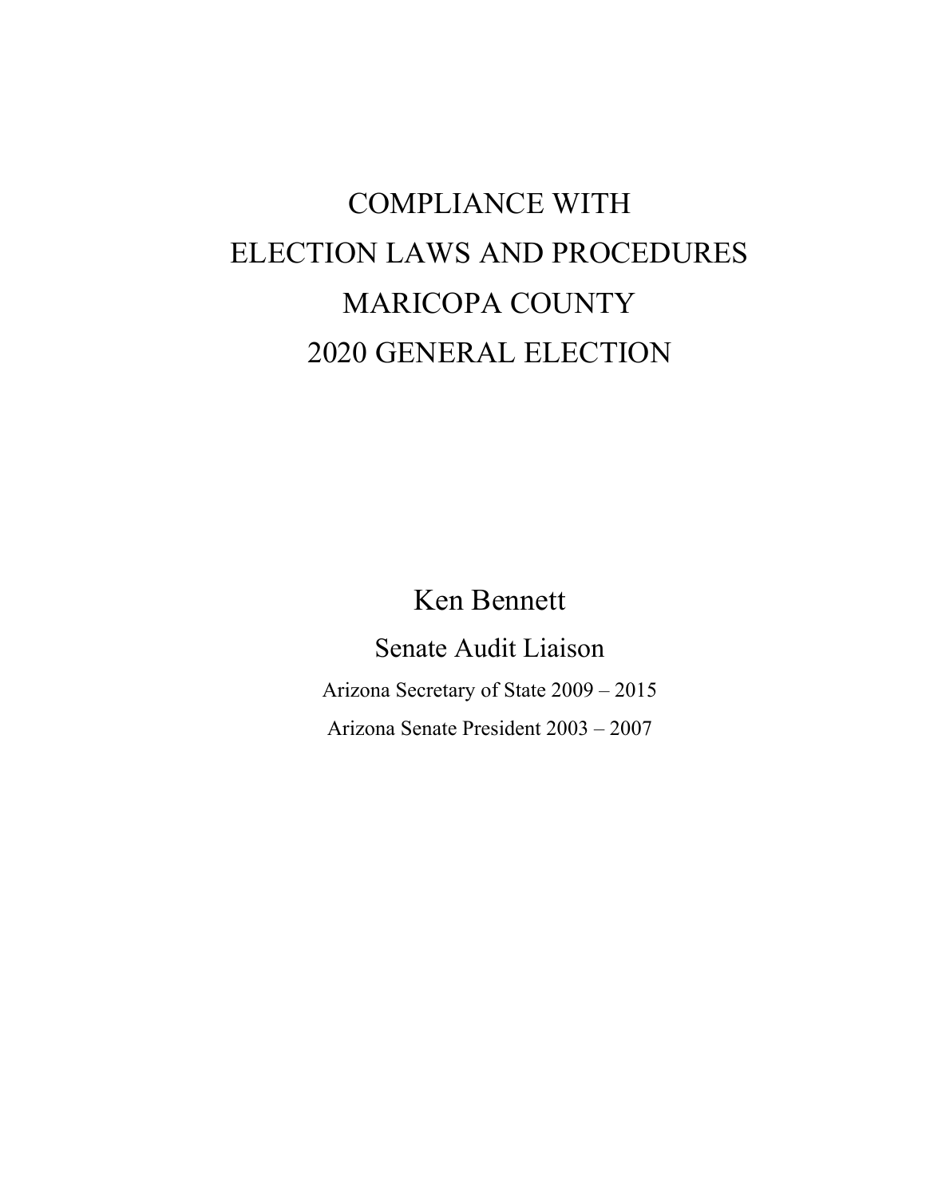# COMPLIANCE WITH ELECTION LAWS AND PROCEDURES MARICOPA COUNTY 2020 GENERAL ELECTION

## Ken Bennett

### Senate Audit Liaison

Arizona Secretary of State 2009 – 2015

Arizona Senate President 2003 – 2007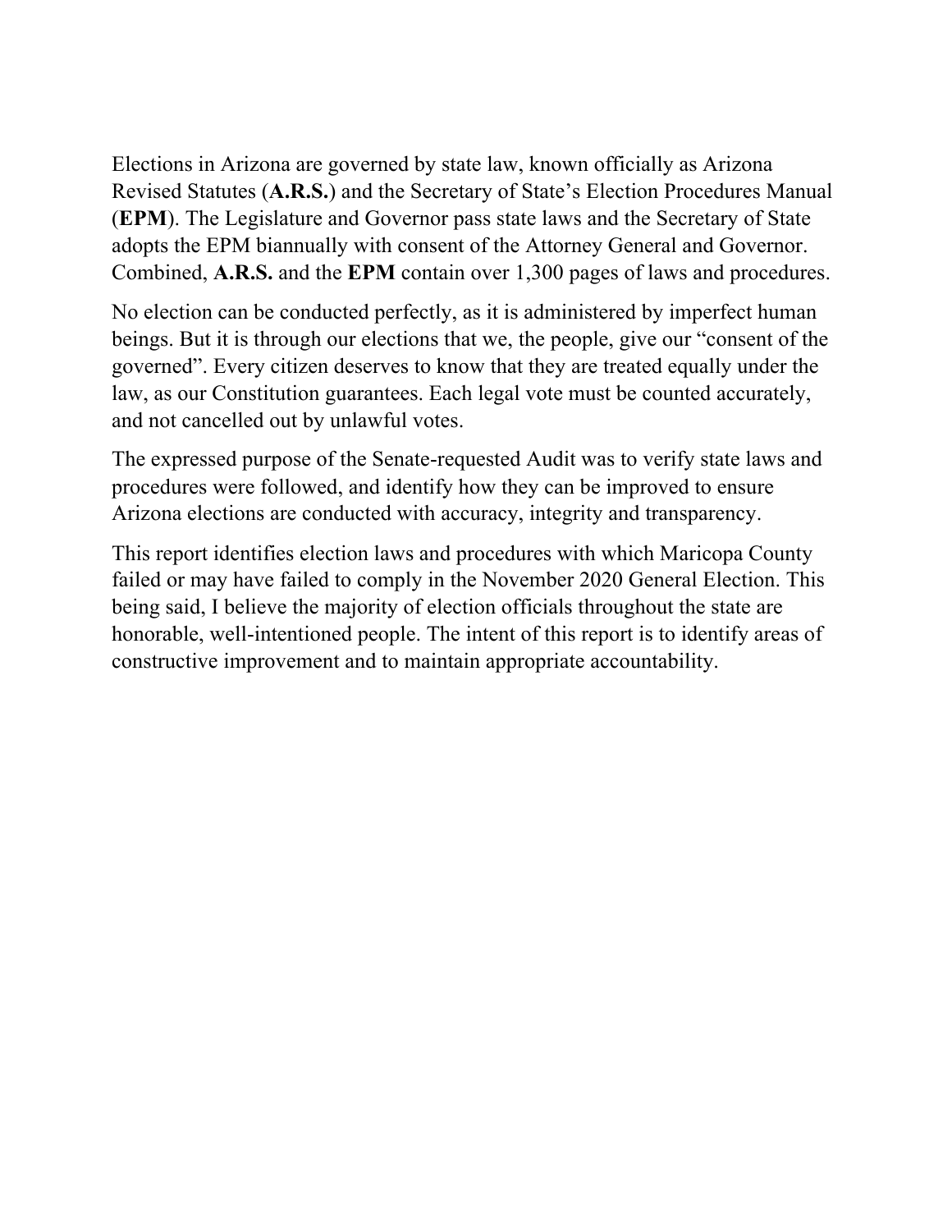Elections in Arizona are governed by state law, known officially as Arizona Revised Statutes (**A.R.S.**) and the Secretary of State's Election Procedures Manual (**EPM**). The Legislature and Governor pass state laws and the Secretary of State adopts the EPM biannually with consent of the Attorney General and Governor. Combined, **A.R.S.** and the **EPM** contain over 1,300 pages of laws and procedures.

No election can be conducted perfectly, as it is administered by imperfect human beings. But it is through our elections that we, the people, give our "consent of the governed". Every citizen deserves to know that they are treated equally under the law, as our Constitution guarantees. Each legal vote must be counted accurately, and not cancelled out by unlawful votes.

The expressed purpose of the Senate-requested Audit was to verify state laws and procedures were followed, and identify how they can be improved to ensure Arizona elections are conducted with accuracy, integrity and transparency.

This report identifies election laws and procedures with which Maricopa County failed or may have failed to comply in the November 2020 General Election. This being said, I believe the majority of election officials throughout the state are honorable, well-intentioned people. The intent of this report is to identify areas of constructive improvement and to maintain appropriate accountability.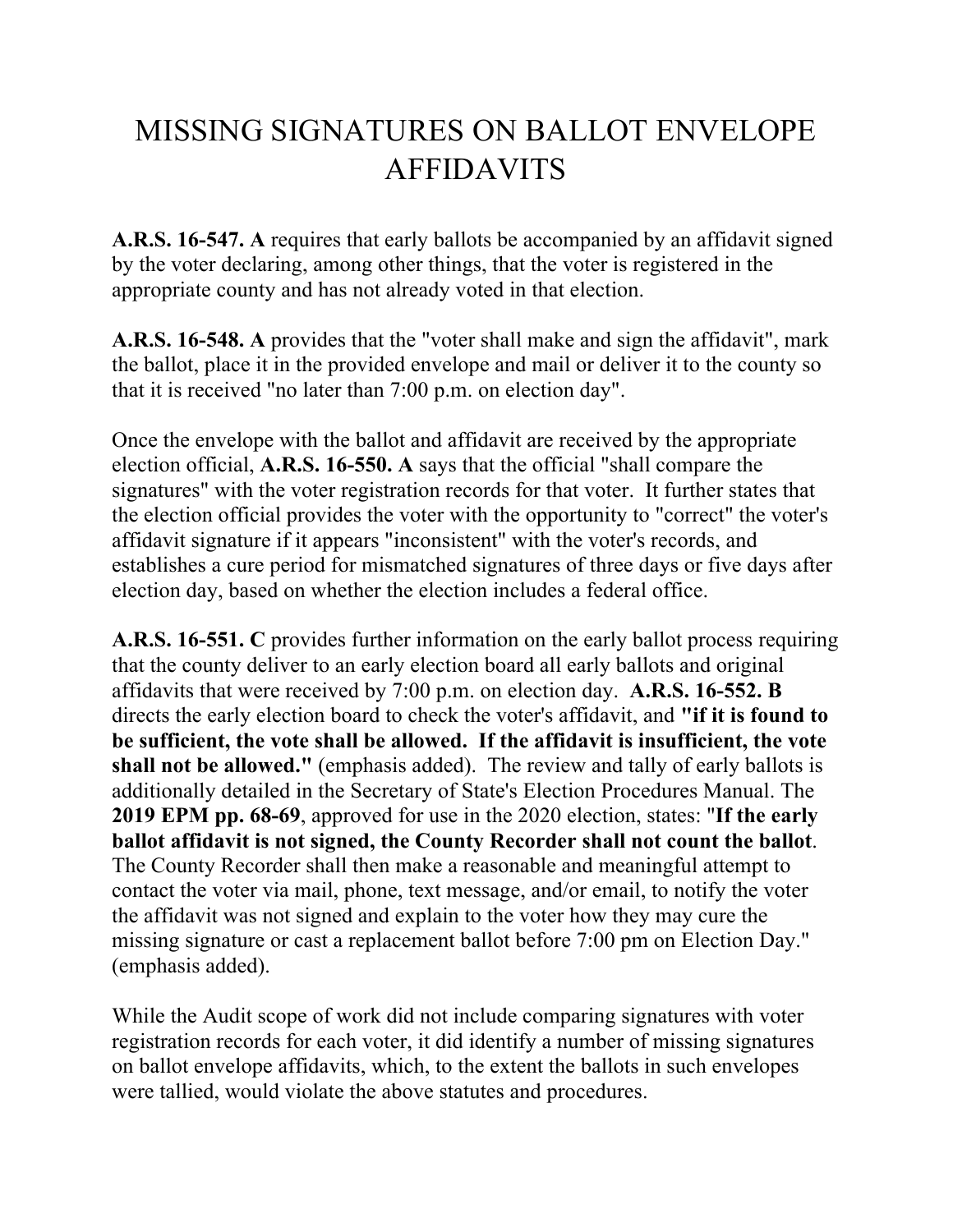# MISSING SIGNATURES ON BALLOT ENVELOPE AFFIDAVITS

**A.R.S. 16-547. A** requires that early ballots be accompanied by an affidavit signed by the voter declaring, among other things, that the voter is registered in the appropriate county and has not already voted in that election.

**A.R.S. 16-548. A** provides that the "voter shall make and sign the affidavit", mark the ballot, place it in the provided envelope and mail or deliver it to the county so that it is received "no later than 7:00 p.m. on election day".

Once the envelope with the ballot and affidavit are received by the appropriate election official, **A.R.S. 16-550. A** says that the official "shall compare the signatures" with the voter registration records for that voter. It further states that the election official provides the voter with the opportunity to "correct" the voter's affidavit signature if it appears "inconsistent" with the voter's records, and establishes a cure period for mismatched signatures of three days or five days after election day, based on whether the election includes a federal office.

**A.R.S. 16-551. C** provides further information on the early ballot process requiring that the county deliver to an early election board all early ballots and original affidavits that were received by 7:00 p.m. on election day. **A.R.S. 16-552. B** directs the early election board to check the voter's affidavit, and **"if it is found to be sufficient, the vote shall be allowed. If the affidavit is insufficient, the vote shall not be allowed."** (emphasis added). The review and tally of early ballots is additionally detailed in the Secretary of State's Election Procedures Manual. The **2019 EPM pp. 68-69**, approved for use in the 2020 election, states: "**If the early ballot affidavit is not signed, the County Recorder shall not count the ballot**. The County Recorder shall then make a reasonable and meaningful attempt to contact the voter via mail, phone, text message, and/or email, to notify the voter the affidavit was not signed and explain to the voter how they may cure the missing signature or cast a replacement ballot before 7:00 pm on Election Day." (emphasis added).

While the Audit scope of work did not include comparing signatures with voter registration records for each voter, it did identify a number of missing signatures on ballot envelope affidavits, which, to the extent the ballots in such envelopes were tallied, would violate the above statutes and procedures.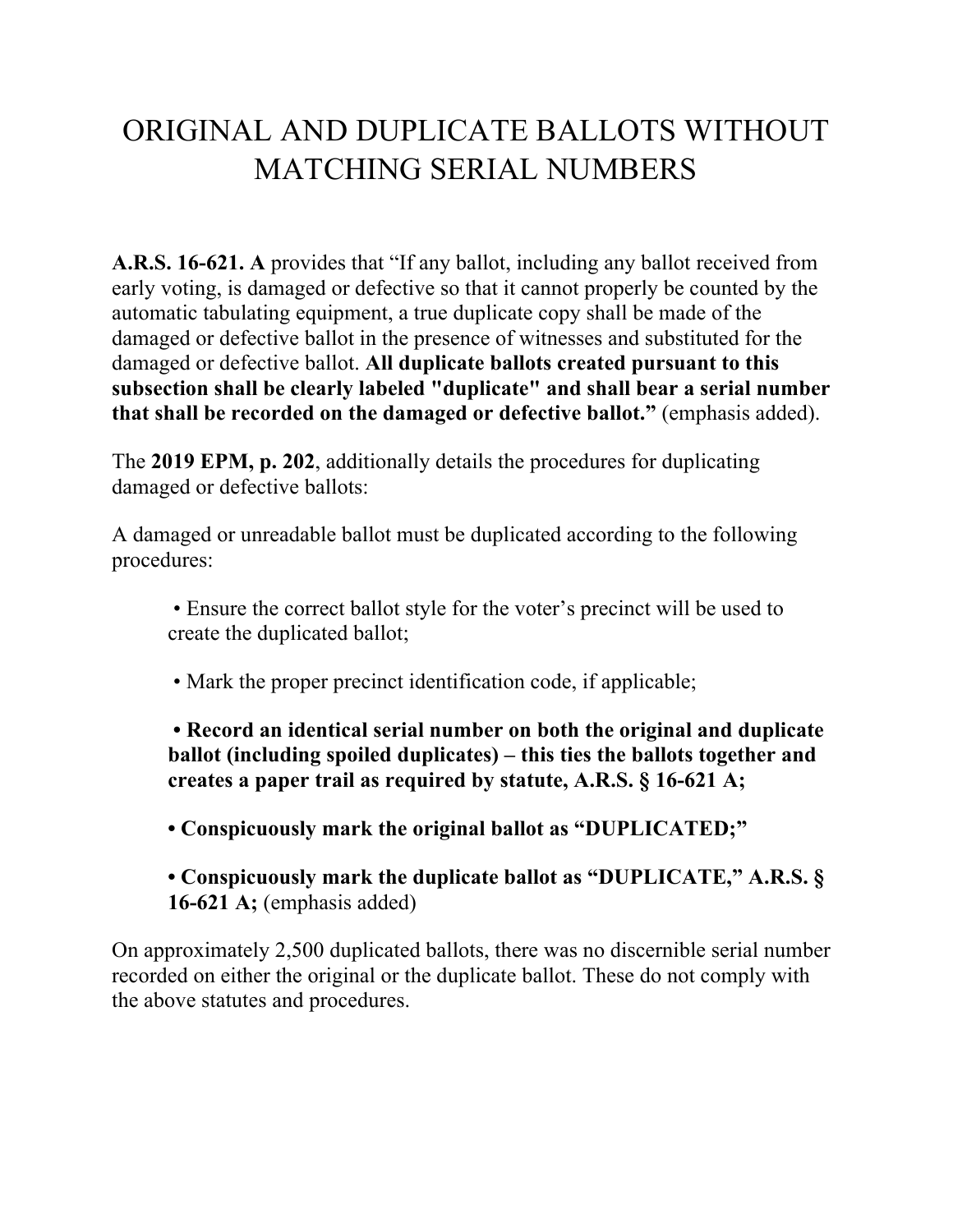# ORIGINAL AND DUPLICATE BALLOTS WITHOUT MATCHING SERIAL NUMBERS

**A.R.S. 16-621. A** provides that "If any ballot, including any ballot received from early voting, is damaged or defective so that it cannot properly be counted by the automatic tabulating equipment, a true duplicate copy shall be made of the damaged or defective ballot in the presence of witnesses and substituted for the damaged or defective ballot. **All duplicate ballots created pursuant to this subsection shall be clearly labeled "duplicate" and shall bear a serial number that shall be recorded on the damaged or defective ballot."** (emphasis added).

The **2019 EPM, p. 202**, additionally details the procedures for duplicating damaged or defective ballots:

A damaged or unreadable ballot must be duplicated according to the following procedures:

- Ensure the correct ballot style for the voter's precinct will be used to create the duplicated ballot;
- Mark the proper precinct identification code, if applicable;
- **Record an identical serial number on both the original and duplicate ballot (including spoiled duplicates) – this ties the ballots together and creates a paper trail as required by statute, A.R.S. § 16-621 A;**
- **Conspicuously mark the original ballot as "DUPLICATED;"**
- **Conspicuously mark the duplicate ballot as "DUPLICATE," A.R.S. § 16-621 A;** (emphasis added)

On approximately 2,500 duplicated ballots, there was no discernible serial number recorded on either the original or the duplicate ballot. These do not comply with the above statutes and procedures.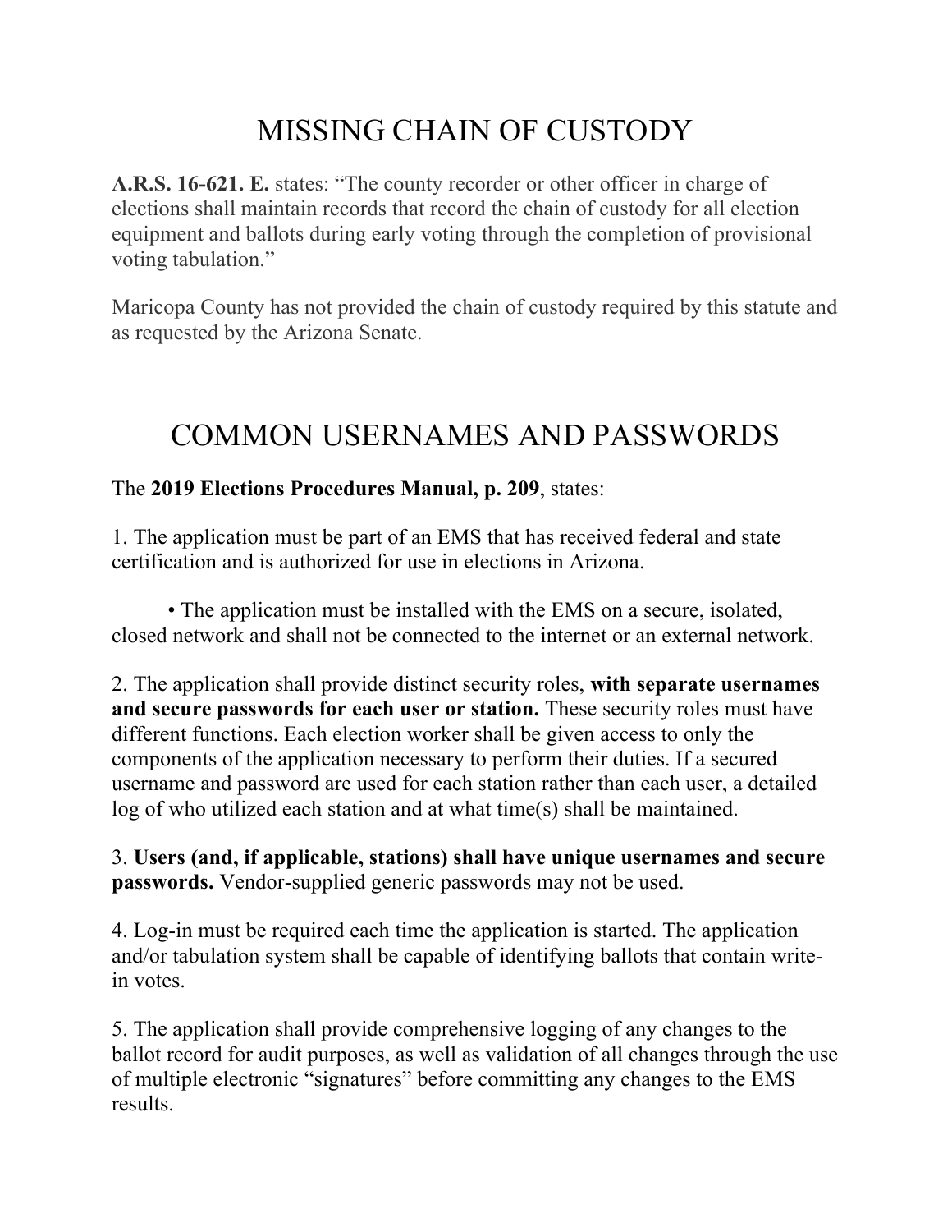# MISSING CHAIN OF CUSTODY

**A.R.S. 16-621. E.** states: "The county recorder or other officer in charge of elections shall maintain records that record the chain of custody for all election equipment and ballots during early voting through the completion of provisional voting tabulation."

Maricopa County has not provided the chain of custody required by this statute and as requested by the Arizona Senate.

# COMMON USERNAMES AND PASSWORDS

The **2019 Elections Procedures Manual, p. 209**, states:

1. The application must be part of an EMS that has received federal and state certification and is authorized for use in elections in Arizona.

    • The application must be installed with the EMS on a secure, isolated, closed network and shall not be connected to the internet or an external network.

2. The application shall provide distinct security roles, **with separate usernames and secure passwords for each user or station.** These security roles must have different functions. Each election worker shall be given access to only the components of the application necessary to perform their duties. If a secured username and password are used for each station rather than each user, a detailed log of who utilized each station and at what time(s) shall be maintained.

3. **Users (and, if applicable, stations) shall have unique usernames and secure passwords.** Vendor-supplied generic passwords may not be used.

4. Log-in must be required each time the application is started. The application and/or tabulation system shall be capable of identifying ballots that contain write-in votes.

5. The application shall provide comprehensive logging of any changes to the ballot record for audit purposes, as well as validation of all changes through the use of multiple electronic "signatures" before committing any changes to the EMS results.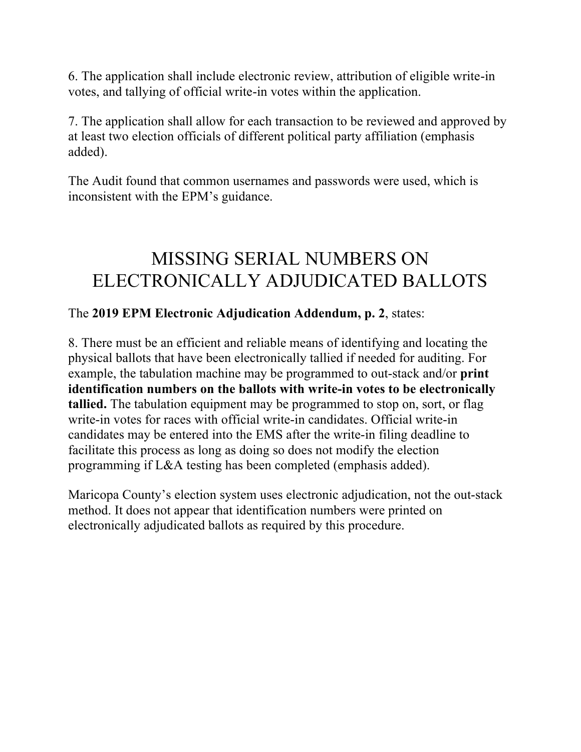6. The application shall include electronic review, attribution of eligible write-in votes, and tallying of official write-in votes within the application.

7. The application shall allow for each transaction to be reviewed and approved by at least two election officials of different political party affiliation (emphasis added).

The Audit found that common usernames and passwords were used, which is inconsistent with the EPM's guidance.

## MISSING SERIAL NUMBERS ON ELECTRONICALLY ADJUDICATED BALLOTS

The **2019 EPM Electronic Adjudication Addendum, p. 2**, states:

8. There must be an efficient and reliable means of identifying and locating the physical ballots that have been electronically tallied if needed for auditing. For example, the tabulation machine may be programmed to out-stack and/or **print identification numbers on the ballots with write-in votes to be electronically tallied.** The tabulation equipment may be programmed to stop on, sort, or flag write-in votes for races with official write-in candidates. Official write-in candidates may be entered into the EMS after the write-in filing deadline to facilitate this process as long as doing so does not modify the election programming if L&A testing has been completed (emphasis added).

Maricopa County's election system uses electronic adjudication, not the out-stack method. It does not appear that identification numbers were printed on electronically adjudicated ballots as required by this procedure.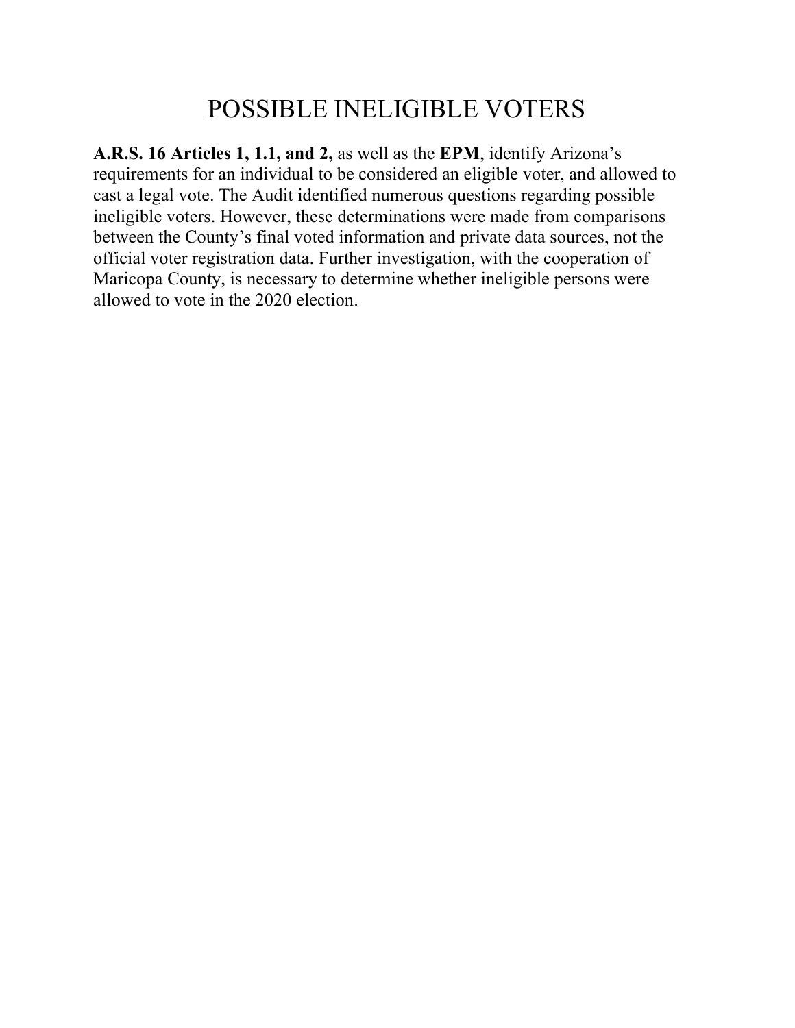# POSSIBLE INELIGIBLE VOTERS

**A.R.S. 16 Articles 1, 1.1, and 2,** as well as the **EPM**, identify Arizona's requirements for an individual to be considered an eligible voter, and allowed to cast a legal vote. The Audit identified numerous questions regarding possible ineligible voters. However, these determinations were made from comparisons between the County's final voted information and private data sources, not the official voter registration data. Further investigation, with the cooperation of Maricopa County, is necessary to determine whether ineligible persons were allowed to vote in the 2020 election.